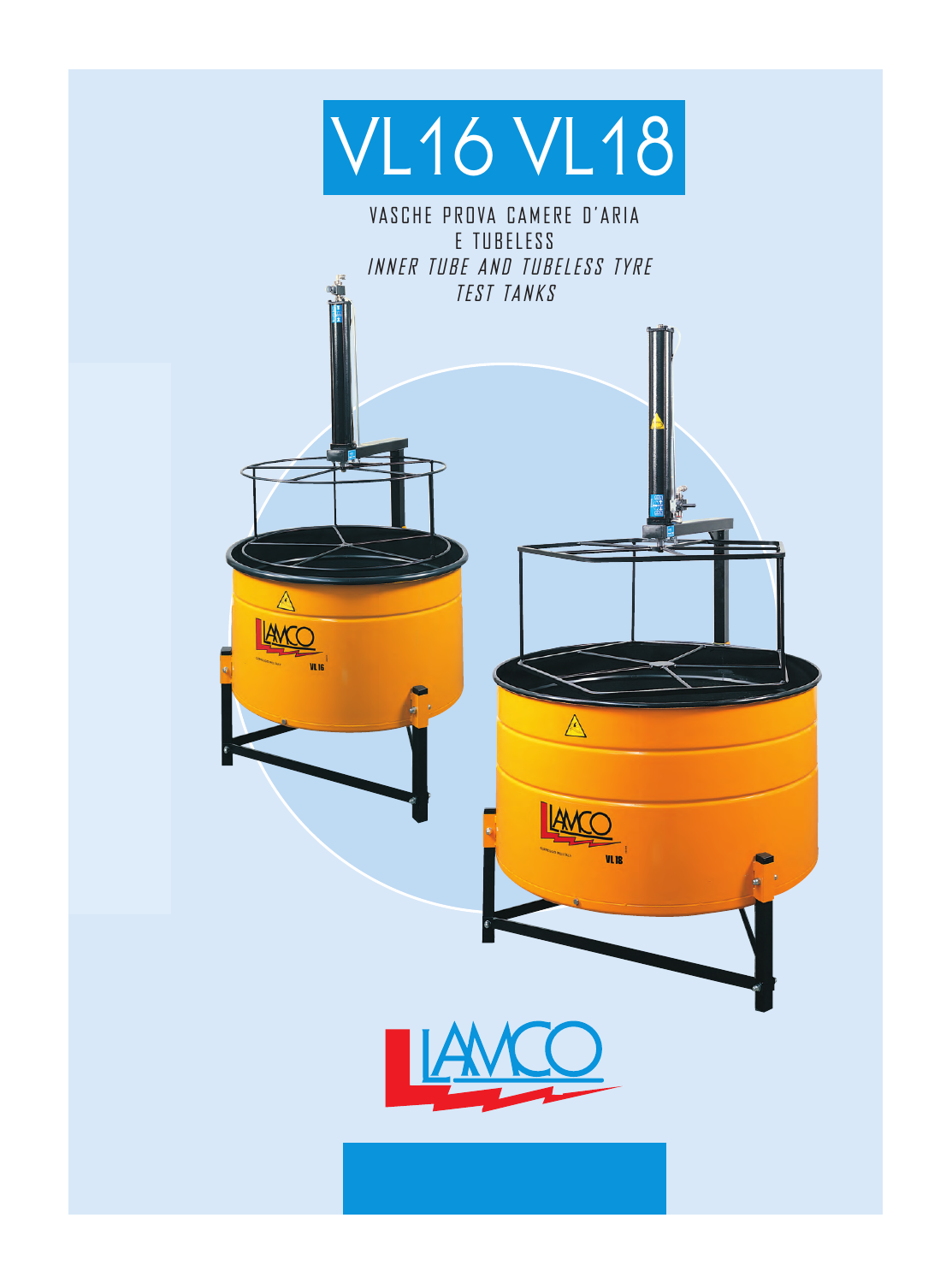# VL16 VL18

VASCHE PROVA CAMERE D'ARIA
E TUBELESS

*INNER TUBE AND TUBELESS TYRE
TEST TANKS*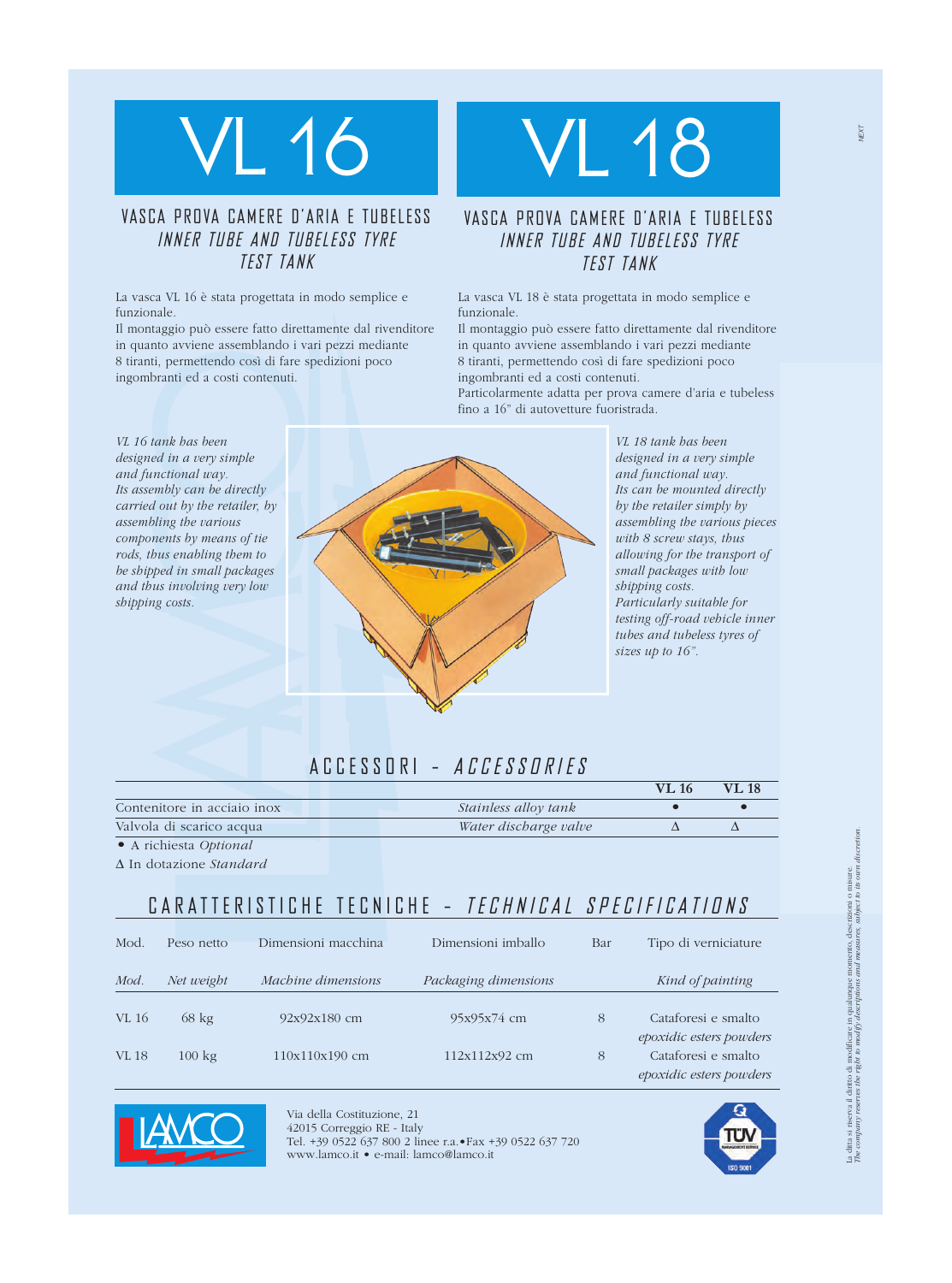# VL 16

## VASCA PROVA CAMERE D'ARIA E TUBELESS
### *INNER TUBE AND TUBELESS TYRE TEST TANK*

La vasca VL 16 è stata progettata in modo semplice e funzionale.
Il montaggio può essere fatto direttamente dal rivenditore in quanto avviene assemblando i vari pezzi mediante 8 tiranti, permettendo così di fare spedizioni poco ingombranti ed a costi contenuti.

*VL 16 tank has been designed in a very simple and functional way. Its assembly can be directly carried out by the retailer, by assembling the various components by means of tie rods, thus enabling them to be shipped in small packages and thus involving very low shipping costs.*

# VL 18

## VASCA PROVA CAMERE D'ARIA E TUBELESS
### *INNER TUBE AND TUBELESS TYRE TEST TANK*

La vasca VL 18 è stata progettata in modo semplice e funzionale.
Il montaggio può essere fatto direttamente dal rivenditore in quanto avviene assemblando i vari pezzi mediante 8 tiranti, permettendo così di fare spedizioni poco ingombranti ed a costi contenuti.
Particolarmente adatta per prova camere d'aria e tubeless fino a 16" di autovetture fuoristrada.

*VL 18 tank has been designed in a very simple and functional way. Its can be mounted directly by the retailer simply by assembling the various pieces with 8 screw stays, thus allowing for the transport of small packages with low shipping costs. Particularly suitable for testing off-road vehicle inner tubes and tubeless tyres of sizes up to 16".*

## ACCESSORI - *ACCESSORIES*

| | | VL 16 | VL 18 |
|---|---|---|---|
| Contenitore in acciaio inox | *Stainless alloy tank* | • | • |
| Valvola di scarico acqua | *Water discharge valve* | Δ | Δ |

• A richiesta *Optional*
Δ In dotazione *Standard*

## CARATTERISTICHE TECNICHE - *TECHNICAL SPECIFICATIONS*

| Mod. / *Mod.* | Peso netto / *Net weight* | Dimensioni macchina / *Machine dimensions* | Dimensioni imballo / *Packaging dimensions* | Bar | Tipo di verniciature / *Kind of painting* |
|---|---|---|---|---|---|
| VL 16 | 68 kg | 92x92x180 cm | 95x95x74 cm | 8 | Cataforesi e smalto *epoxidic esters powders* |
| VL 18 | 100 kg | 110x110x190 cm | 112x112x92 cm | 8 | Cataforesi e smalto *epoxidic esters powders* |

LAMCO
Via della Costituzione, 21
42015 Correggio RE - Italy
Tel. +39 0522 637 800 2 linee r.a.•Fax +39 0522 637 720
www.lamco.it • e-mail: lamco@lamco.it

La ditta si riserva il diritto di modificare in qualunque momento, descrizioni o misure.
*The company reserves the right to modify descriptions and measures, subject to its own discretion.*